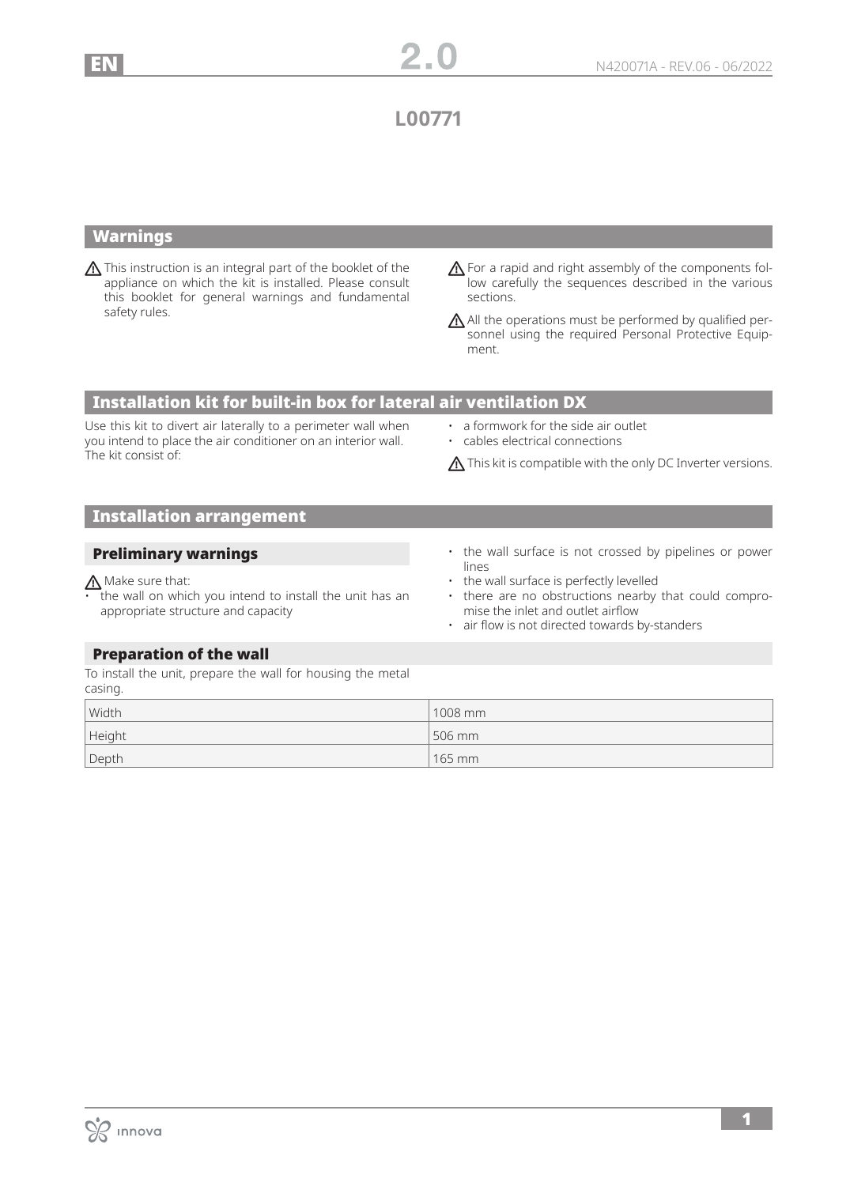# L00771

## Warnings

⚠ This instruction is an integral part of the booklet of the appliance on which the kit is installed. Please consult this booklet for general warnings and fundamental safety rules.

⚠ For a rapid and right assembly of the components follow carefully the sequences described in the various sections.

⚠ All the operations must be performed by qualified personnel using the required Personal Protective Equipment.

## Installation kit for built-in box for lateral air ventilation DX

Use this kit to divert air laterally to a perimeter wall when you intend to place the air conditioner on an interior wall. The kit consist of:

- a formwork for the side air outlet
- cables electrical connections

⚠ This kit is compatible with the only DC Inverter versions.

## Installation arrangement

### Preliminary warnings

⚠ Make sure that:

- the wall on which you intend to install the unit has an appropriate structure and capacity
- the wall surface is not crossed by pipelines or power lines
- the wall surface is perfectly levelled
- there are no obstructions nearby that could compromise the inlet and outlet airflow
- air flow is not directed towards by-standers

### Preparation of the wall

To install the unit, prepare the wall for housing the metal casing.

| | |
|---|---|
| Width | 1008 mm |
| Height | 506 mm |
| Depth | 165 mm |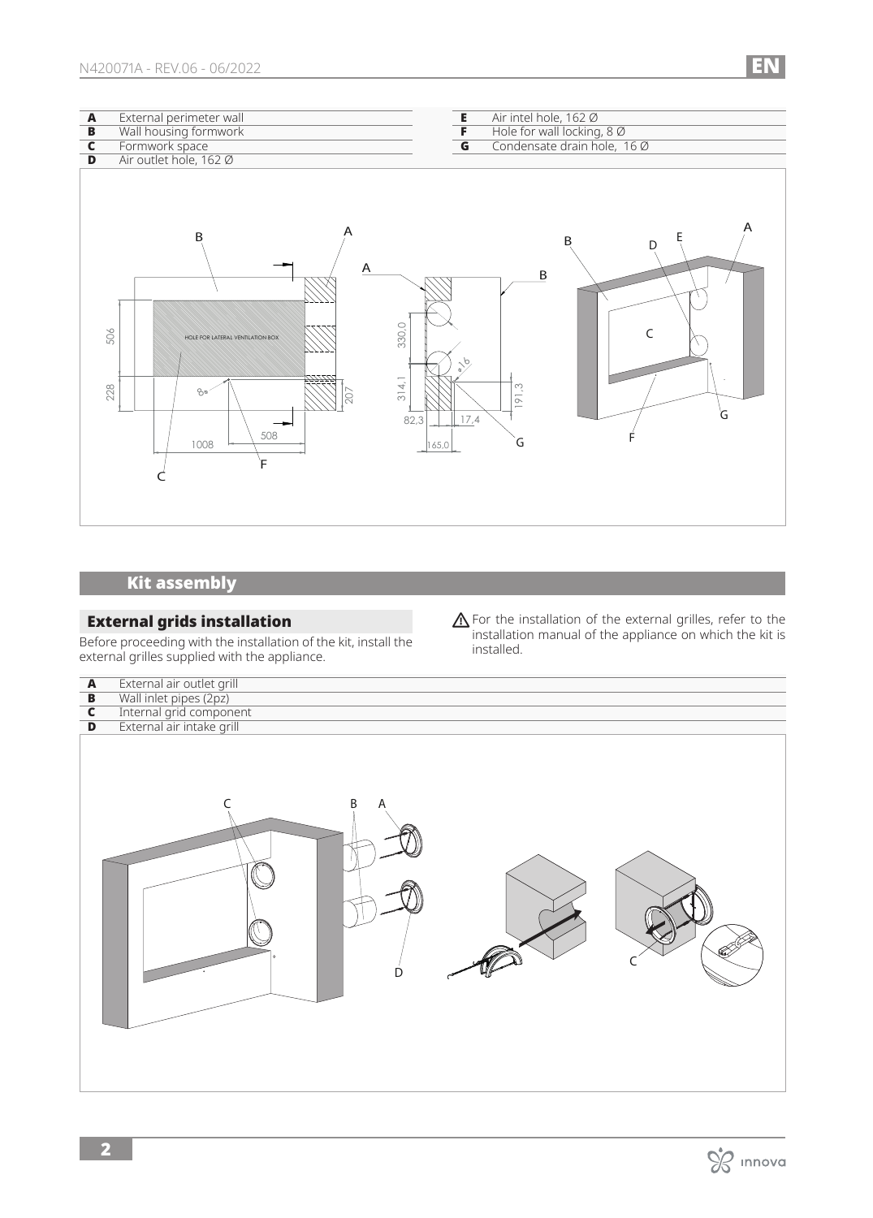| | |
|---|---|
| **A** | External perimeter wall |
| **B** | Wall housing formwork |
| **C** | Formwork space |
| **D** | Air outlet hole, 162 Ø |
| **E** | Air intel hole, 162 Ø |
| **F** | Hole for wall locking, 8 Ø |
| **G** | Condensate drain hole, 16 Ø |

## Kit assembly

### External grids installation

Before proceeding with the installation of the kit, install the external grilles supplied with the appliance.

⚠ For the installation of the external grilles, refer to the installation manual of the appliance on which the kit is installed.

| | |
|---|---|
| **A** | External air outlet grill |
| **B** | Wall inlet pipes (2pz) |
| **C** | Internal grid component |
| **D** | External air intake grill |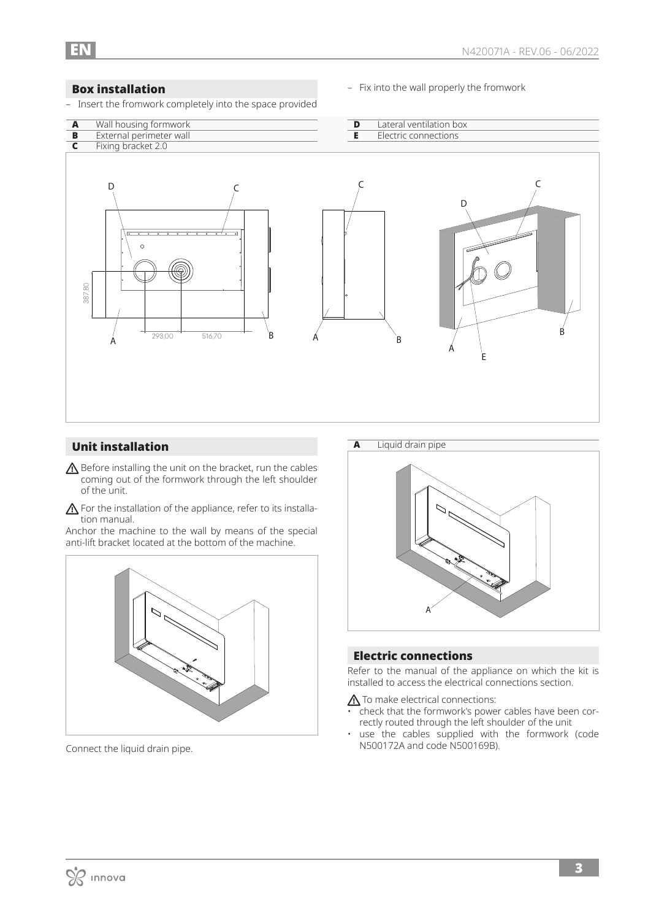## Box installation

– Insert the fromwork completely into the space provided

– Fix into the wall properly the fromwork

| | |
|---|---|
| **A** | Wall housing formwork |
| **B** | External perimeter wall |
| **C** | Fixing bracket 2.0 |
| **D** | Lateral ventilation box |
| **E** | Electric connections |

## Unit installation

⚠ Before installing the unit on the bracket, run the cables coming out of the formwork through the left shoulder of the unit.

⚠ For the installation of the appliance, refer to its installation manual.

Anchor the machine to the wall by means of the special anti-lift bracket located at the bottom of the machine.

Connect the liquid drain pipe.

| | |
|---|---|
| **A** | Liquid drain pipe |

## Electric connections

Refer to the manual of the appliance on which the kit is installed to access the electrical connections section.

⚠ To make electrical connections:

- check that the formwork's power cables have been correctly routed through the left shoulder of the unit
- use the cables supplied with the formwork (code N500172A and code N500169B).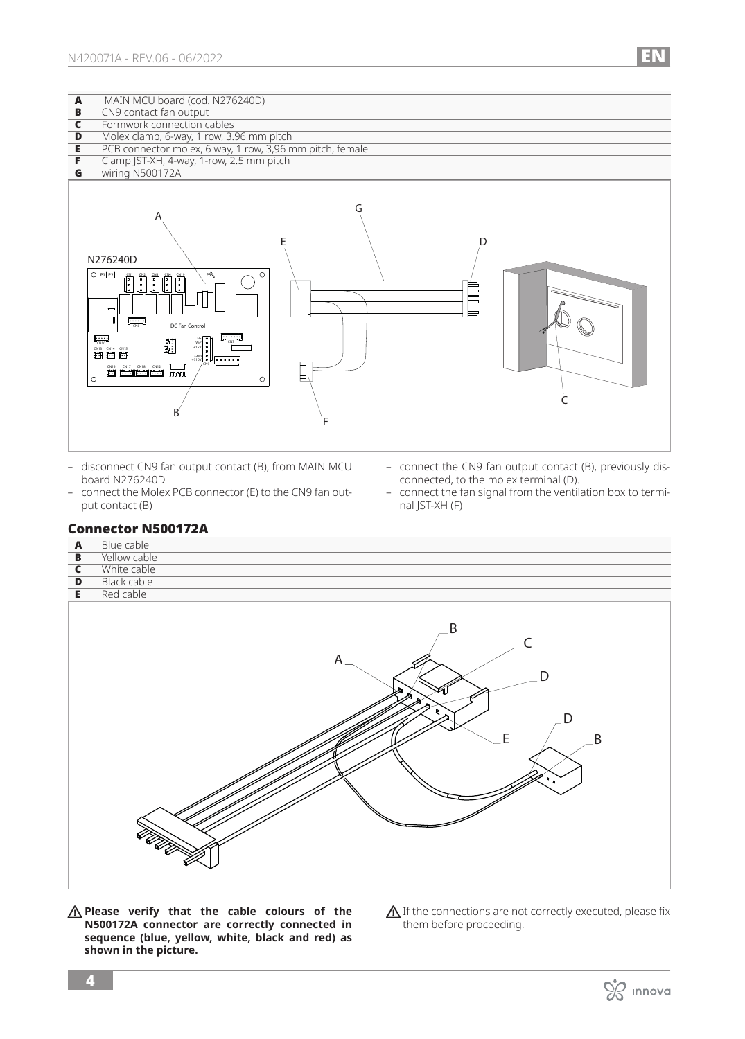| | |
|---|---|
| **A** | MAIN MCU board (cod. N276240D) |
| **B** | CN9 contact fan output |
| **C** | Formwork connection cables |
| **D** | Molex clamp, 6-way, 1 row, 3.96 mm pitch |
| **E** | PCB connector molex, 6 way, 1 row, 3,96 mm pitch, female |
| **F** | Clamp JST-XH, 4-way, 1-row, 2.5 mm pitch |
| **G** | wiring N500172A |

- disconnect CN9 fan output contact (B), from MAIN MCU board N276240D
- connect the Molex PCB connector (E) to the CN9 fan output contact (B)
- connect the CN9 fan output contact (B), previously disconnected, to the molex terminal (D).
- connect the fan signal from the ventilation box to terminal JST-XH (F)

## Connector N500172A

| | |
|---|---|
| **A** | Blue cable |
| **B** | Yellow cable |
| **C** | White cable |
| **D** | Black cable |
| **E** | Red cable |

⚠ **Please verify that the cable colours of the N500172A connector are correctly connected in sequence (blue, yellow, white, black and red) as shown in the picture.**

⚠ If the connections are not correctly executed, please fix them before proceeding.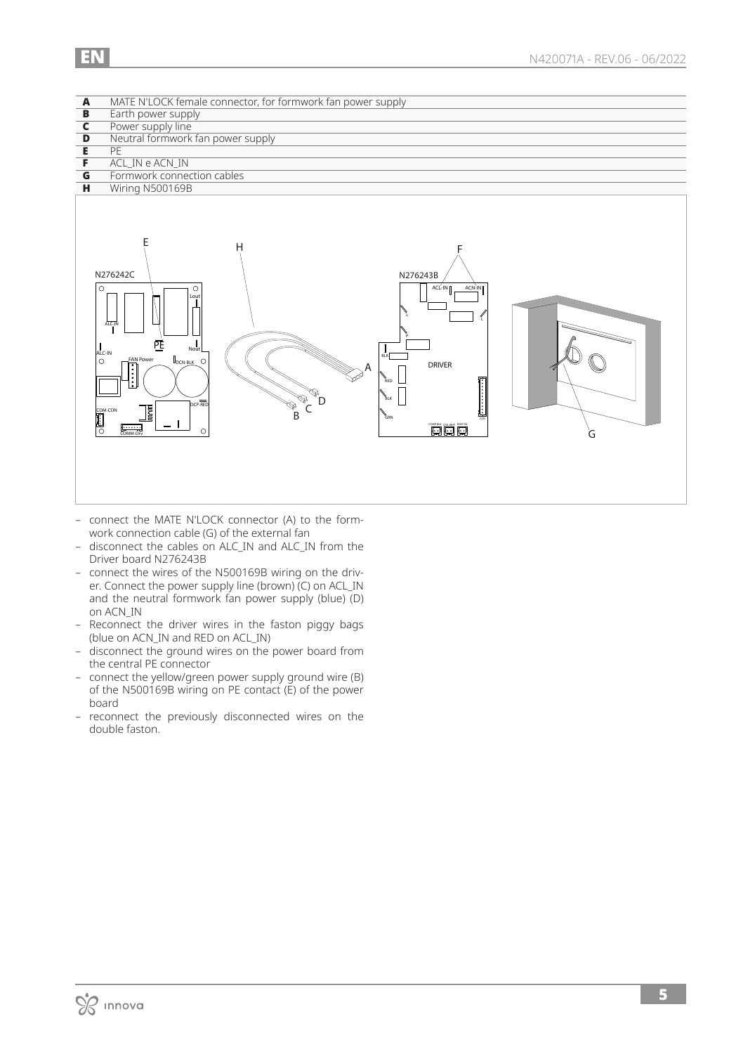| | |
|---|---|
| **A** | MATE N'LOCK female connector, for formwork fan power supply |
| **B** | Earth power supply |
| **C** | Power supply line |
| **D** | Neutral formwork fan power supply |
| **E** | PE |
| **F** | ACL_IN e ACN_IN |
| **G** | Formwork connection cables |
| **H** | Wiring N500169B |

- connect the MATE N'LOCK connector (A) to the formwork connection cable (G) of the external fan
- disconnect the cables on ALC_IN and ALC_IN from the Driver board N276243B
- connect the wires of the N500169B wiring on the driver. Connect the power supply line (brown) (C) on ACL_IN and the neutral formwork fan power supply (blue) (D) on ACN_IN
- Reconnect the driver wires in the faston piggy bags (blue on ACN_IN and RED on ACL_IN)
- disconnect the ground wires on the power board from the central PE connector
- connect the yellow/green power supply ground wire (B) of the N500169B wiring on PE contact (E) of the power board
- reconnect the previously disconnected wires on the double faston.